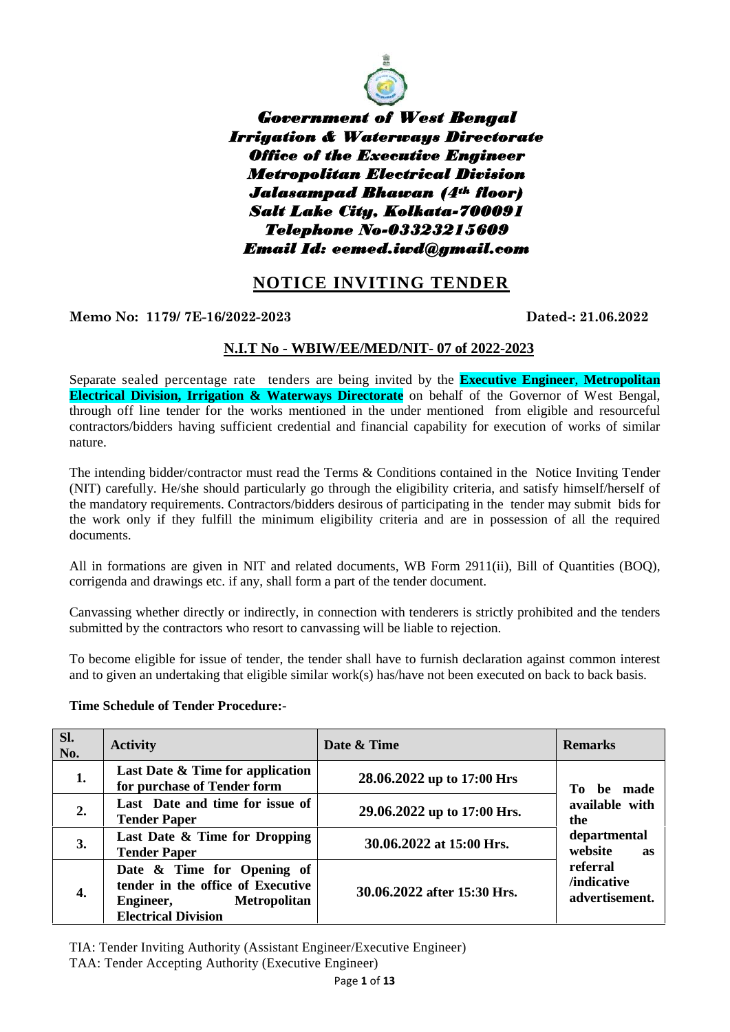***Government of West Bengal***
***Irrigation & Waterways Directorate***
***Office of the Executive Engineer***
***Metropolitan Electrical Division***
***Jalasampad Bhawan (4th floor)***
***Salt Lake City, Kolkata-700091***
***Telephone No-03323215609***
***Email Id: eemed.iwd@gmail.com***

# NOTICE INVITING TENDER

**Memo No: 1179/ 7E-16/2022-2023** **Dated-: 21.06.2022**

**N.I.T No - WBIW/EE/MED/NIT- 07 of 2022-2023**

Separate sealed percentage rate tenders are being invited by the **Executive Engineer**, **Metropolitan Electrical Division, Irrigation & Waterways Directorate** on behalf of the Governor of West Bengal, through off line tender for the works mentioned in the under mentioned from eligible and resourceful contractors/bidders having sufficient credential and financial capability for execution of works of similar nature.

The intending bidder/contractor must read the Terms & Conditions contained in the Notice Inviting Tender (NIT) carefully. He/she should particularly go through the eligibility criteria, and satisfy himself/herself of the mandatory requirements. Contractors/bidders desirous of participating in the tender may submit bids for the work only if they fulfill the minimum eligibility criteria and are in possession of all the required documents.

All in formations are given in NIT and related documents, WB Form 2911(ii), Bill of Quantities (BOQ), corrigenda and drawings etc. if any, shall form a part of the tender document.

Canvassing whether directly or indirectly, in connection with tenderers is strictly prohibited and the tenders submitted by the contractors who resort to canvassing will be liable to rejection.

To become eligible for issue of tender, the tender shall have to furnish declaration against common interest and to given an undertaking that eligible similar work(s) has/have not been executed on back to back basis.

**Time Schedule of Tender Procedure:-**

| Sl. No. | Activity | Date & Time | Remarks |
|---|---|---|---|
| **1.** | **Last Date & Time for application for purchase of Tender form** | **28.06.2022 up to 17:00 Hrs** | **To be made available with the departmental website as referral /indicative advertisement.** |
| **2.** | **Last Date and time for issue of Tender Paper** | **29.06.2022 up to 17:00 Hrs.** | |
| **3.** | **Last Date & Time for Dropping Tender Paper** | **30.06.2022 at 15:00 Hrs.** | |
| **4.** | **Date & Time for Opening of tender in the office of Executive Engineer, Metropolitan Electrical Division** | **30.06.2022 after 15:30 Hrs.** | |

TIA: Tender Inviting Authority (Assistant Engineer/Executive Engineer)
TAA: Tender Accepting Authority (Executive Engineer)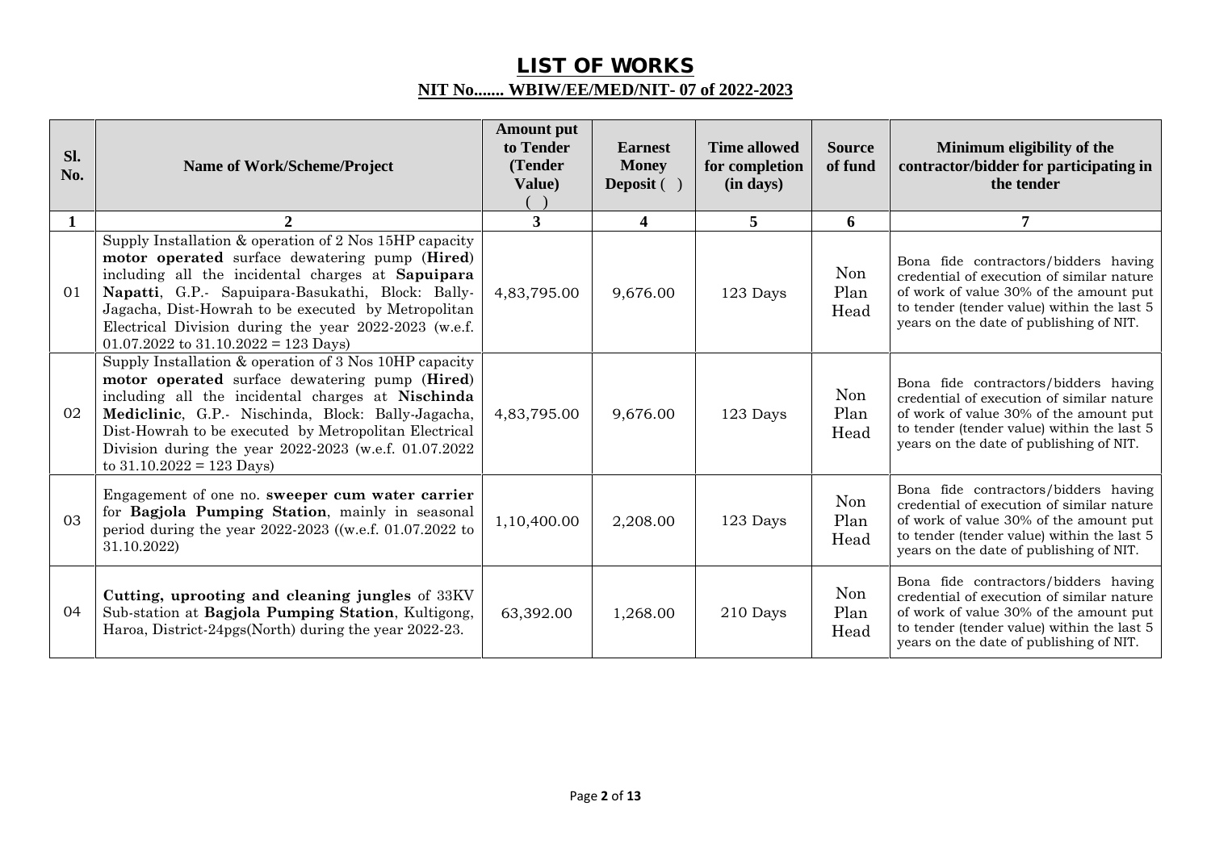# LIST OF WORKS

## NIT No....... WBIW/EE/MED/NIT- 07 of 2022-2023

| Sl. No. | Name of Work/Scheme/Project | Amount put to Tender (Tender Value) ( ) | Earnest Money Deposit ( ) | Time allowed for completion (in days) | Source of fund | Minimum eligibility of the contractor/bidder for participating in the tender |
|---|---|---|---|---|---|---|
| 1 | 2 | 3 | 4 | 5 | 6 | 7 |
| 01 | Supply Installation & operation of 2 Nos 15HP capacity **motor operated** surface dewatering pump (**Hired**) including all the incidental charges at **Sapuipara Napatti**, G.P.- Sapuipara-Basukathi, Block: Bally-Jagacha, Dist-Howrah to be executed by Metropolitan Electrical Division during the year 2022-2023 (w.e.f. 01.07.2022 to 31.10.2022 = 123 Days) | 4,83,795.00 | 9,676.00 | 123 Days | Non Plan Head | Bona fide contractors/bidders having credential of execution of similar nature of work of value 30% of the amount put to tender (tender value) within the last 5 years on the date of publishing of NIT. |
| 02 | Supply Installation & operation of 3 Nos 10HP capacity **motor operated** surface dewatering pump (**Hired**) including all the incidental charges at **Nischinda Mediclinic**, G.P.- Nischinda, Block: Bally-Jagacha, Dist-Howrah to be executed by Metropolitan Electrical Division during the year 2022-2023 (w.e.f. 01.07.2022 to 31.10.2022 = 123 Days) | 4,83,795.00 | 9,676.00 | 123 Days | Non Plan Head | Bona fide contractors/bidders having credential of execution of similar nature of work of value 30% of the amount put to tender (tender value) within the last 5 years on the date of publishing of NIT. |
| 03 | Engagement of one no. **sweeper cum water carrier** for **Bagjola Pumping Station**, mainly in seasonal period during the year 2022-2023 ((w.e.f. 01.07.2022 to 31.10.2022) | 1,10,400.00 | 2,208.00 | 123 Days | Non Plan Head | Bona fide contractors/bidders having credential of execution of similar nature of work of value 30% of the amount put to tender (tender value) within the last 5 years on the date of publishing of NIT. |
| 04 | **Cutting, uprooting and cleaning jungles** of 33KV Sub-station at **Bagjola Pumping Station**, Kultigong, Haroa, District-24pgs(North) during the year 2022-23. | 63,392.00 | 1,268.00 | 210 Days | Non Plan Head | Bona fide contractors/bidders having credential of execution of similar nature of work of value 30% of the amount put to tender (tender value) within the last 5 years on the date of publishing of NIT. |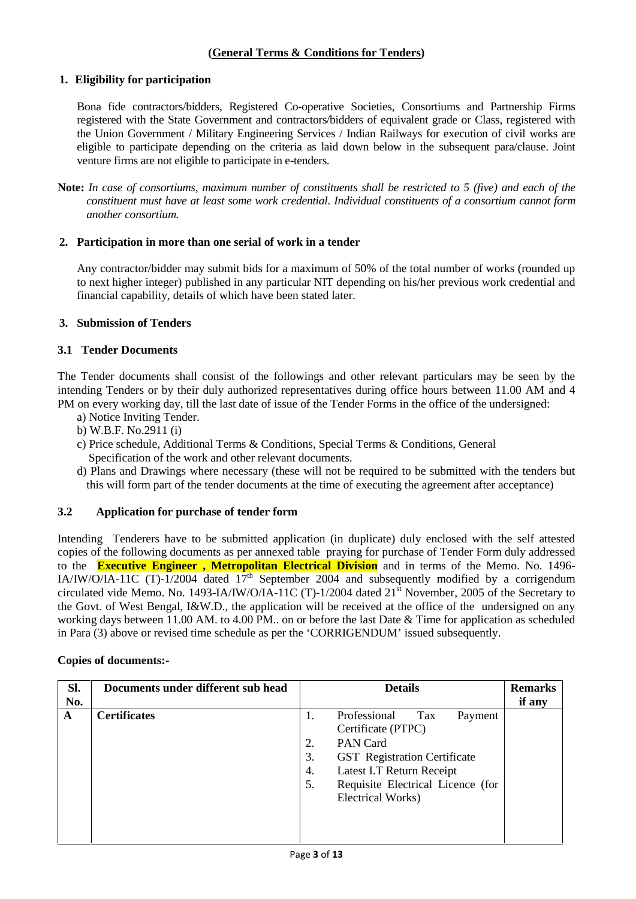## (General Terms & Conditions for Tenders)

### 1. Eligibility for participation

Bona fide contractors/bidders, Registered Co-operative Societies, Consortiums and Partnership Firms registered with the State Government and contractors/bidders of equivalent grade or Class, registered with the Union Government / Military Engineering Services / Indian Railways for execution of civil works are eligible to participate depending on the criteria as laid down below in the subsequent para/clause. Joint venture firms are not eligible to participate in e-tenders.

**Note:** *In case of consortiums, maximum number of constituents shall be restricted to 5 (five) and each of the constituent must have at least some work credential. Individual constituents of a consortium cannot form another consortium.*

### 2. Participation in more than one serial of work in a tender

Any contractor/bidder may submit bids for a maximum of 50% of the total number of works (rounded up to next higher integer) published in any particular NIT depending on his/her previous work credential and financial capability, details of which have been stated later.

### 3. Submission of Tenders

#### 3.1 Tender Documents

The Tender documents shall consist of the followings and other relevant particulars may be seen by the intending Tenders or by their duly authorized representatives during office hours between 11.00 AM and 4 PM on every working day, till the last date of issue of the Tender Forms in the office of the undersigned:

a) Notice Inviting Tender.
b) W.B.F. No.2911 (i)
c) Price schedule, Additional Terms & Conditions, Special Terms & Conditions, General Specification of the work and other relevant documents.
d) Plans and Drawings where necessary (these will not be required to be submitted with the tenders but this will form part of the tender documents at the time of executing the agreement after acceptance)

#### 3.2 Application for purchase of tender form

Intending Tenderers have to be submitted application (in duplicate) duly enclosed with the self attested copies of the following documents as per annexed table praying for purchase of Tender Form duly addressed to the **Executive Engineer , Metropolitan Electrical Division** and in terms of the Memo. No. 1496-IA/IW/O/IA-11C (T)-1/2004 dated 17th September 2004 and subsequently modified by a corrigendum circulated vide Memo. No. 1493-IA/IW/O/IA-11C (T)-1/2004 dated 21st November, 2005 of the Secretary to the Govt. of West Bengal, I&W.D., the application will be received at the office of the undersigned on any working days between 11.00 AM. to 4.00 PM.. on or before the last Date & Time for application as scheduled in Para (3) above or revised time schedule as per the 'CORRIGENDUM' issued subsequently.

**Copies of documents:-**

| Sl. No. | Documents under different sub head | Details | Remarks if any |
|---|---|---|---|
| **A** | **Certificates** | 1. Professional Tax Payment Certificate (PTPC)<br>2. PAN Card<br>3. GST Registration Certificate<br>4. Latest I.T Return Receipt<br>5. Requisite Electrical Licence (for Electrical Works) | |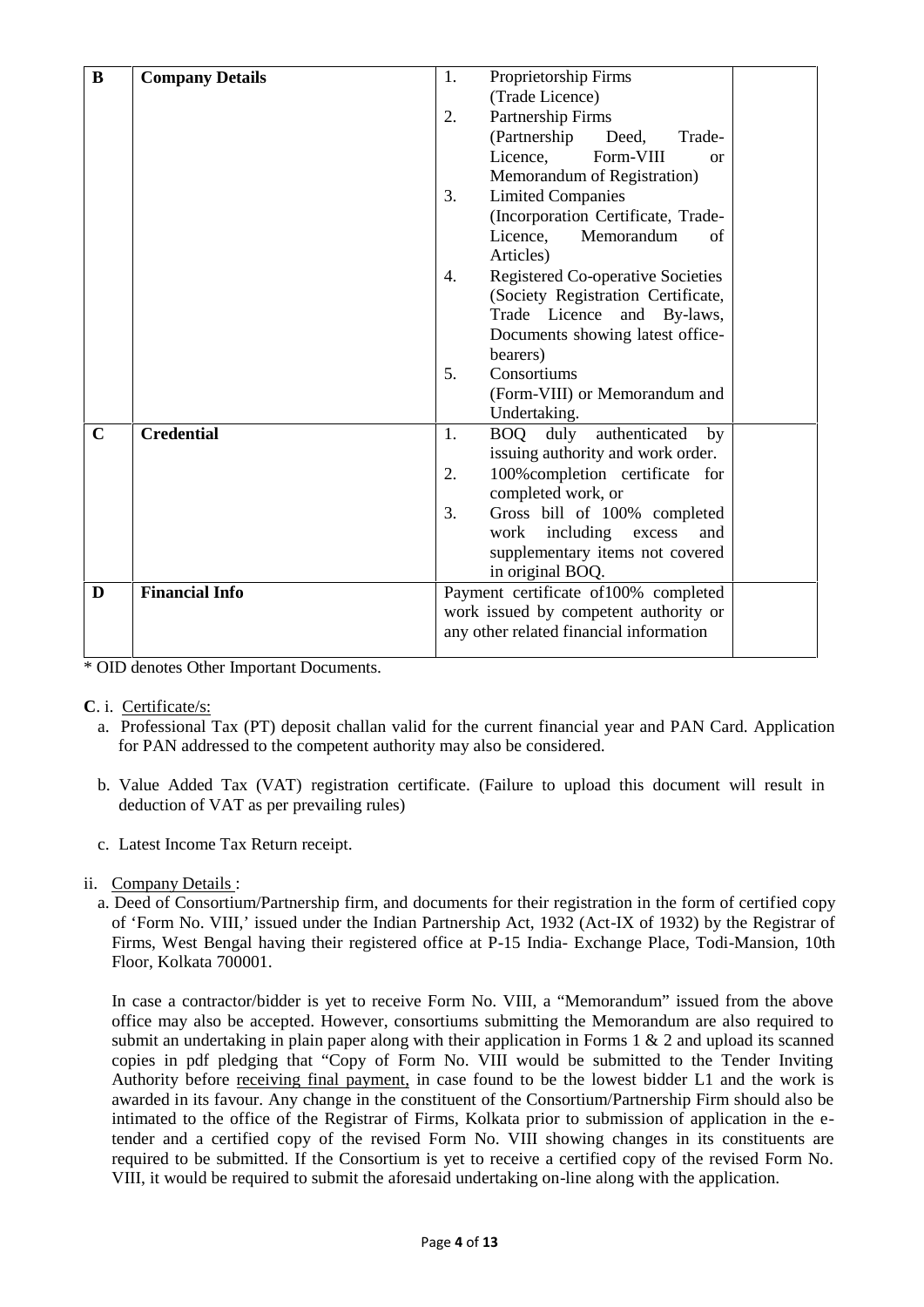| B | **Company Details** | 1. Proprietorship Firms (Trade Licence)<br>2. Partnership Firms (Partnership Deed, Trade-Licence, Form-VIII or Memorandum of Registration)<br>3. Limited Companies (Incorporation Certificate, Trade-Licence, Memorandum of Articles)<br>4. Registered Co-operative Societies (Society Registration Certificate, Trade Licence and By-laws, Documents showing latest office-bearers)<br>5. Consortiums (Form-VIII) or Memorandum and Undertaking. | |
|---|---|---|---|
| **C** | **Credential** | 1. BOQ duly authenticated by issuing authority and work order.<br>2. 100%completion certificate for completed work, or<br>3. Gross bill of 100% completed work including excess and supplementary items not covered in original BOQ. | |
| **D** | **Financial Info** | Payment certificate of100% completed work issued by competent authority or any other related financial information | |

* OID denotes Other Important Documents.

**C**. i. Certificate/s:

a. Professional Tax (PT) deposit challan valid for the current financial year and PAN Card. Application for PAN addressed to the competent authority may also be considered.

b. Value Added Tax (VAT) registration certificate. (Failure to upload this document will result in deduction of VAT as per prevailing rules)

c. Latest Income Tax Return receipt.

ii. Company Details :

a. Deed of Consortium/Partnership firm, and documents for their registration in the form of certified copy of 'Form No. VIII,' issued under the Indian Partnership Act, 1932 (Act-IX of 1932) by the Registrar of Firms, West Bengal having their registered office at P-15 India- Exchange Place, Todi-Mansion, 10th Floor, Kolkata 700001.

In case a contractor/bidder is yet to receive Form No. VIII, a "Memorandum" issued from the above office may also be accepted. However, consortiums submitting the Memorandum are also required to submit an undertaking in plain paper along with their application in Forms 1 & 2 and upload its scanned copies in pdf pledging that "Copy of Form No. VIII would be submitted to the Tender Inviting Authority before receiving final payment, in case found to be the lowest bidder L1 and the work is awarded in its favour. Any change in the constituent of the Consortium/Partnership Firm should also be intimated to the office of the Registrar of Firms, Kolkata prior to submission of application in the e-tender and a certified copy of the revised Form No. VIII showing changes in its constituents are required to be submitted. If the Consortium is yet to receive a certified copy of the revised Form No. VIII, it would be required to submit the aforesaid undertaking on-line along with the application.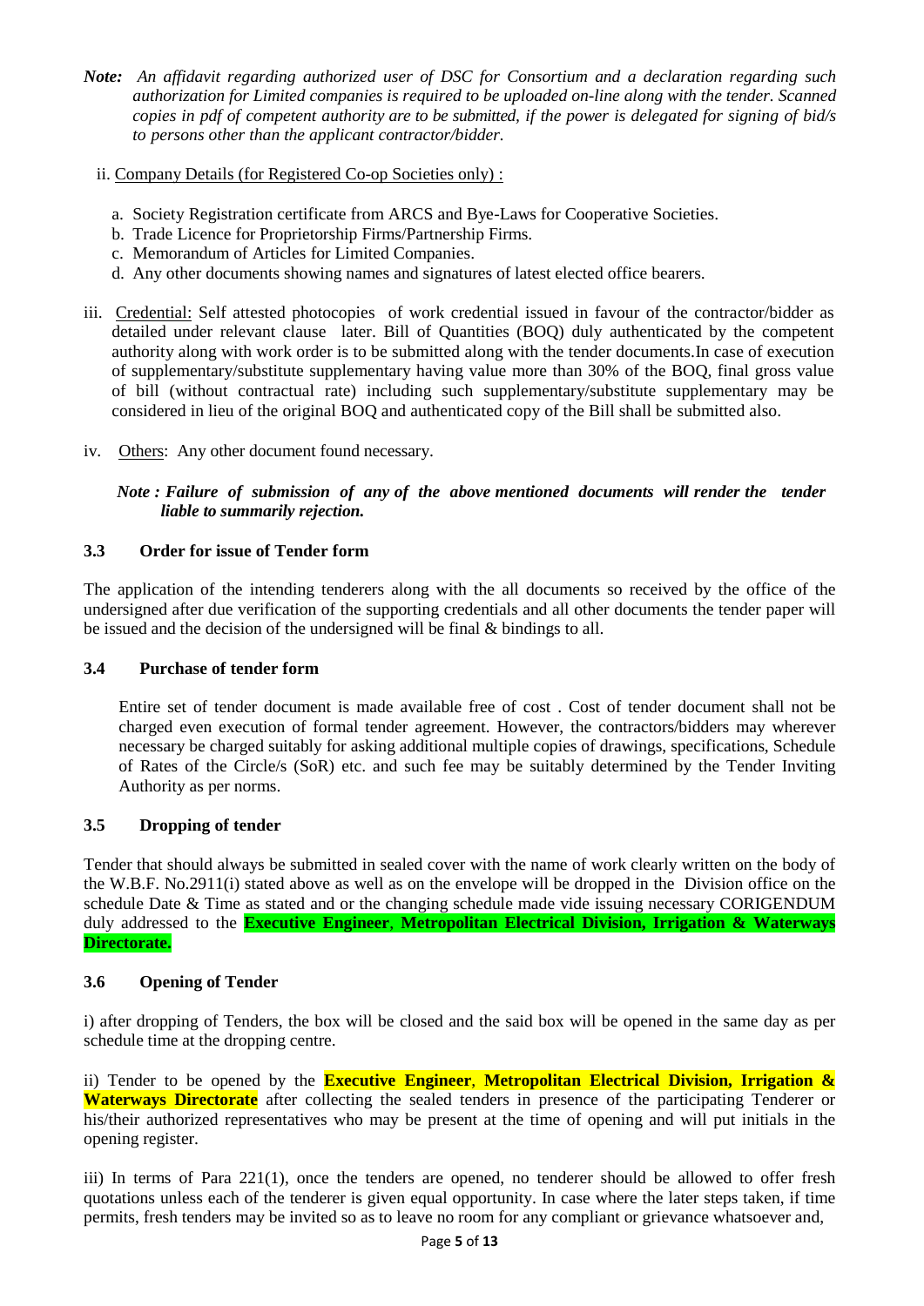***Note:*** *An affidavit regarding authorized user of DSC for Consortium and a declaration regarding such authorization for Limited companies is required to be uploaded on-line along with the tender. Scanned copies in pdf of competent authority are to be submitted, if the power is delegated for signing of bid/s to persons other than the applicant contractor/bidder.*

ii. Company Details (for Registered Co-op Societies only) :

a. Society Registration certificate from ARCS and Bye-Laws for Cooperative Societies.
b. Trade Licence for Proprietorship Firms/Partnership Firms.
c. Memorandum of Articles for Limited Companies.
d. Any other documents showing names and signatures of latest elected office bearers.

iii. Credential: Self attested photocopies of work credential issued in favour of the contractor/bidder as detailed under relevant clause later. Bill of Quantities (BOQ) duly authenticated by the competent authority along with work order is to be submitted along with the tender documents.In case of execution of supplementary/substitute supplementary having value more than 30% of the BOQ, final gross value of bill (without contractual rate) including such supplementary/substitute supplementary may be considered in lieu of the original BOQ and authenticated copy of the Bill shall be submitted also.

iv. Others: Any other document found necessary.

***Note : Failure of submission of any of the above mentioned documents will render the tender liable to summarily rejection.***

### 3.3 Order for issue of Tender form

The application of the intending tenderers along with the all documents so received by the office of the undersigned after due verification of the supporting credentials and all other documents the tender paper will be issued and the decision of the undersigned will be final & bindings to all.

### 3.4 Purchase of tender form

Entire set of tender document is made available free of cost . Cost of tender document shall not be charged even execution of formal tender agreement. However, the contractors/bidders may wherever necessary be charged suitably for asking additional multiple copies of drawings, specifications, Schedule of Rates of the Circle/s (SoR) etc. and such fee may be suitably determined by the Tender Inviting Authority as per norms.

### 3.5 Dropping of tender

Tender that should always be submitted in sealed cover with the name of work clearly written on the body of the W.B.F. No.2911(i) stated above as well as on the envelope will be dropped in the Division office on the schedule Date & Time as stated and or the changing schedule made vide issuing necessary CORIGENDUM duly addressed to the **Executive Engineer**, **Metropolitan Electrical Division, Irrigation & Waterways Directorate.**

### 3.6 Opening of Tender

i) after dropping of Tenders, the box will be closed and the said box will be opened in the same day as per schedule time at the dropping centre.

ii) Tender to be opened by the **Executive Engineer**, **Metropolitan Electrical Division, Irrigation & Waterways Directorate** after collecting the sealed tenders in presence of the participating Tenderer or his/their authorized representatives who may be present at the time of opening and will put initials in the opening register.

iii) In terms of Para 221(1), once the tenders are opened, no tenderer should be allowed to offer fresh quotations unless each of the tenderer is given equal opportunity. In case where the later steps taken, if time permits, fresh tenders may be invited so as to leave no room for any compliant or grievance whatsoever and,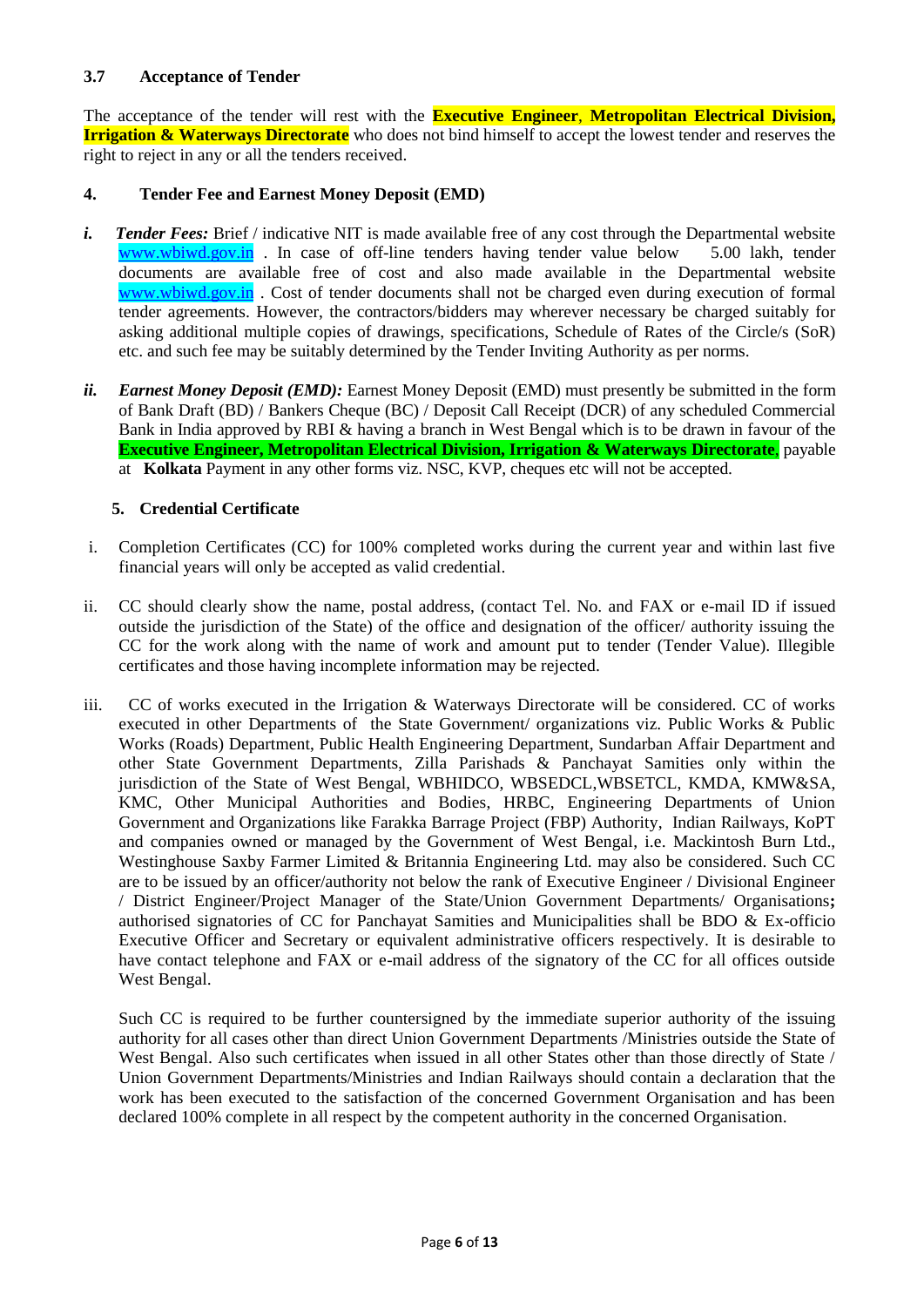### 3.7 Acceptance of Tender

The acceptance of the tender will rest with the **Executive Engineer**, **Metropolitan Electrical Division, Irrigation & Waterways Directorate** who does not bind himself to accept the lowest tender and reserves the right to reject in any or all the tenders received.

### 4. Tender Fee and Earnest Money Deposit (EMD)

*i.* ***Tender Fees:*** Brief / indicative NIT is made available free of any cost through the Departmental website www.wbiwd.gov.in . In case of off-line tenders having tender value below 5.00 lakh, tender documents are available free of cost and also made available in the Departmental website www.wbiwd.gov.in . Cost of tender documents shall not be charged even during execution of formal tender agreements. However, the contractors/bidders may wherever necessary be charged suitably for asking additional multiple copies of drawings, specifications, Schedule of Rates of the Circle/s (SoR) etc. and such fee may be suitably determined by the Tender Inviting Authority as per norms.

*ii.* ***Earnest Money Deposit (EMD):*** Earnest Money Deposit (EMD) must presently be submitted in the form of Bank Draft (BD) / Bankers Cheque (BC) / Deposit Call Receipt (DCR) of any scheduled Commercial Bank in India approved by RBI & having a branch in West Bengal which is to be drawn in favour of the **Executive Engineer, Metropolitan Electrical Division, Irrigation & Waterways Directorate**, payable at **Kolkata** Payment in any other forms viz. NSC, KVP, cheques etc will not be accepted.

### 5. Credential Certificate

i. Completion Certificates (CC) for 100% completed works during the current year and within last five financial years will only be accepted as valid credential.

ii. CC should clearly show the name, postal address, (contact Tel. No. and FAX or e-mail ID if issued outside the jurisdiction of the State) of the office and designation of the officer/ authority issuing the CC for the work along with the name of work and amount put to tender (Tender Value). Illegible certificates and those having incomplete information may be rejected.

iii. CC of works executed in the Irrigation & Waterways Directorate will be considered. CC of works executed in other Departments of the State Government/ organizations viz. Public Works & Public Works (Roads) Department, Public Health Engineering Department, Sundarban Affair Department and other State Government Departments, Zilla Parishads & Panchayat Samities only within the jurisdiction of the State of West Bengal, WBHIDCO, WBSEDCL,WBSETCL, KMDA, KMW&SA, KMC, Other Municipal Authorities and Bodies, HRBC, Engineering Departments of Union Government and Organizations like Farakka Barrage Project (FBP) Authority, Indian Railways, KoPT and companies owned or managed by the Government of West Bengal, i.e. Mackintosh Burn Ltd., Westinghouse Saxby Farmer Limited & Britannia Engineering Ltd. may also be considered. Such CC are to be issued by an officer/authority not below the rank of Executive Engineer / Divisional Engineer / District Engineer/Project Manager of the State/Union Government Departments/ Organisations**;** authorised signatories of CC for Panchayat Samities and Municipalities shall be BDO & Ex-officio Executive Officer and Secretary or equivalent administrative officers respectively. It is desirable to have contact telephone and FAX or e-mail address of the signatory of the CC for all offices outside West Bengal.

Such CC is required to be further countersigned by the immediate superior authority of the issuing authority for all cases other than direct Union Government Departments /Ministries outside the State of West Bengal. Also such certificates when issued in all other States other than those directly of State / Union Government Departments/Ministries and Indian Railways should contain a declaration that the work has been executed to the satisfaction of the concerned Government Organisation and has been declared 100% complete in all respect by the competent authority in the concerned Organisation.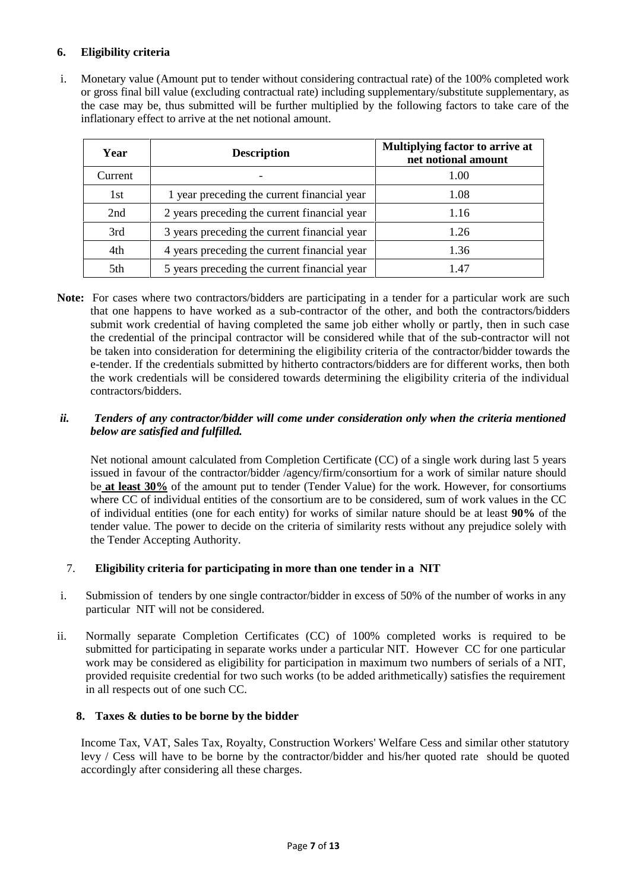## 6. Eligibility criteria

i. Monetary value (Amount put to tender without considering contractual rate) of the 100% completed work or gross final bill value (excluding contractual rate) including supplementary/substitute supplementary, as the case may be, thus submitted will be further multiplied by the following factors to take care of the inflationary effect to arrive at the net notional amount.

| Year | Description | Multiplying factor to arrive at net notional amount |
|---|---|---|
| Current | - | 1.00 |
| 1st | 1 year preceding the current financial year | 1.08 |
| 2nd | 2 years preceding the current financial year | 1.16 |
| 3rd | 3 years preceding the current financial year | 1.26 |
| 4th | 4 years preceding the current financial year | 1.36 |
| 5th | 5 years preceding the current financial year | 1.47 |

**Note:** For cases where two contractors/bidders are participating in a tender for a particular work are such that one happens to have worked as a sub-contractor of the other, and both the contractors/bidders submit work credential of having completed the same job either wholly or partly, then in such case the credential of the principal contractor will be considered while that of the sub-contractor will not be taken into consideration for determining the eligibility criteria of the contractor/bidder towards the e-tender. If the credentials submitted by hitherto contractors/bidders are for different works, then both the work credentials will be considered towards determining the eligibility criteria of the individual contractors/bidders.

***ii. Tenders of any contractor/bidder will come under consideration only when the criteria mentioned below are satisfied and fulfilled.***

Net notional amount calculated from Completion Certificate (CC) of a single work during last 5 years issued in favour of the contractor/bidder /agency/firm/consortium for a work of similar nature should be **at least 30%** of the amount put to tender (Tender Value) for the work. However, for consortiums where CC of individual entities of the consortium are to be considered, sum of work values in the CC of individual entities (one for each entity) for works of similar nature should be at least **90%** of the tender value. The power to decide on the criteria of similarity rests without any prejudice solely with the Tender Accepting Authority.

## 7. Eligibility criteria for participating in more than one tender in a NIT

i. Submission of tenders by one single contractor/bidder in excess of 50% of the number of works in any particular NIT will not be considered.

ii. Normally separate Completion Certificates (CC) of 100% completed works is required to be submitted for participating in separate works under a particular NIT. However CC for one particular work may be considered as eligibility for participation in maximum two numbers of serials of a NIT, provided requisite credential for two such works (to be added arithmetically) satisfies the requirement in all respects out of one such CC.

## 8. Taxes & duties to be borne by the bidder

Income Tax, VAT, Sales Tax, Royalty, Construction Workers' Welfare Cess and similar other statutory levy / Cess will have to be borne by the contractor/bidder and his/her quoted rate should be quoted accordingly after considering all these charges.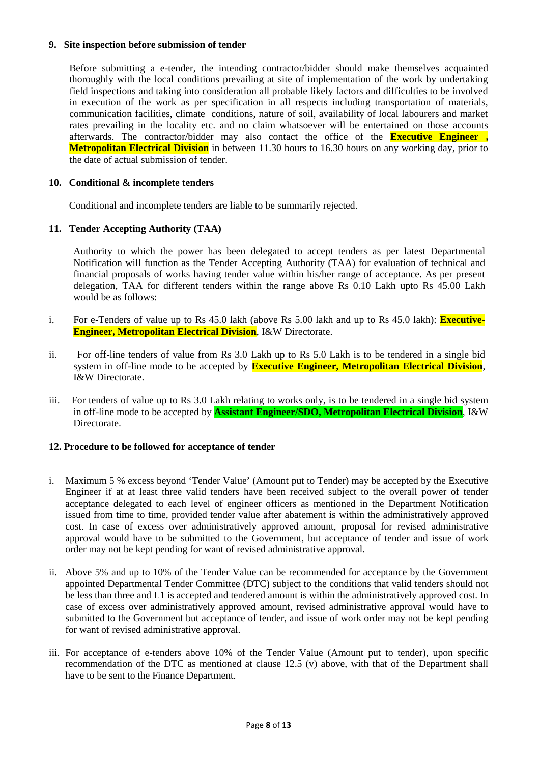**9. Site inspection before submission of tender**

Before submitting a e-tender, the intending contractor/bidder should make themselves acquainted thoroughly with the local conditions prevailing at site of implementation of the work by undertaking field inspections and taking into consideration all probable likely factors and difficulties to be involved in execution of the work as per specification in all respects including transportation of materials, communication facilities, climate conditions, nature of soil, availability of local labourers and market rates prevailing in the locality etc. and no claim whatsoever will be entertained on those accounts afterwards. The contractor/bidder may also contact the office of the **Executive Engineer , Metropolitan Electrical Division** in between 11.30 hours to 16.30 hours on any working day, prior to the date of actual submission of tender.

**10. Conditional & incomplete tenders**

Conditional and incomplete tenders are liable to be summarily rejected.

**11. Tender Accepting Authority (TAA)**

Authority to which the power has been delegated to accept tenders as per latest Departmental Notification will function as the Tender Accepting Authority (TAA) for evaluation of technical and financial proposals of works having tender value within his/her range of acceptance. As per present delegation, TAA for different tenders within the range above Rs 0.10 Lakh upto Rs 45.00 Lakh would be as follows:

i. For e-Tenders of value up to Rs 45.0 lakh (above Rs 5.00 lakh and up to Rs 45.0 lakh): **Executive-Engineer, Metropolitan Electrical Division**, I&W Directorate.

ii. For off-line tenders of value from Rs 3.0 Lakh up to Rs 5.0 Lakh is to be tendered in a single bid system in off-line mode to be accepted by **Executive Engineer, Metropolitan Electrical Division**, I&W Directorate.

iii. For tenders of value up to Rs 3.0 Lakh relating to works only, is to be tendered in a single bid system in off-line mode to be accepted by **Assistant Engineer/SDO, Metropolitan Electrical Division**, I&W Directorate.

**12. Procedure to be followed for acceptance of tender**

i. Maximum 5 % excess beyond 'Tender Value' (Amount put to Tender) may be accepted by the Executive Engineer if at at least three valid tenders have been received subject to the overall power of tender acceptance delegated to each level of engineer officers as mentioned in the Department Notification issued from time to time, provided tender value after abatement is within the administratively approved cost. In case of excess over administratively approved amount, proposal for revised administrative approval would have to be submitted to the Government, but acceptance of tender and issue of work order may not be kept pending for want of revised administrative approval.

ii. Above 5% and up to 10% of the Tender Value can be recommended for acceptance by the Government appointed Departmental Tender Committee (DTC) subject to the conditions that valid tenders should not be less than three and L1 is accepted and tendered amount is within the administratively approved cost. In case of excess over administratively approved amount, revised administrative approval would have to submitted to the Government but acceptance of tender, and issue of work order may not be kept pending for want of revised administrative approval.

iii. For acceptance of e-tenders above 10% of the Tender Value (Amount put to tender), upon specific recommendation of the DTC as mentioned at clause 12.5 (v) above, with that of the Department shall have to be sent to the Finance Department.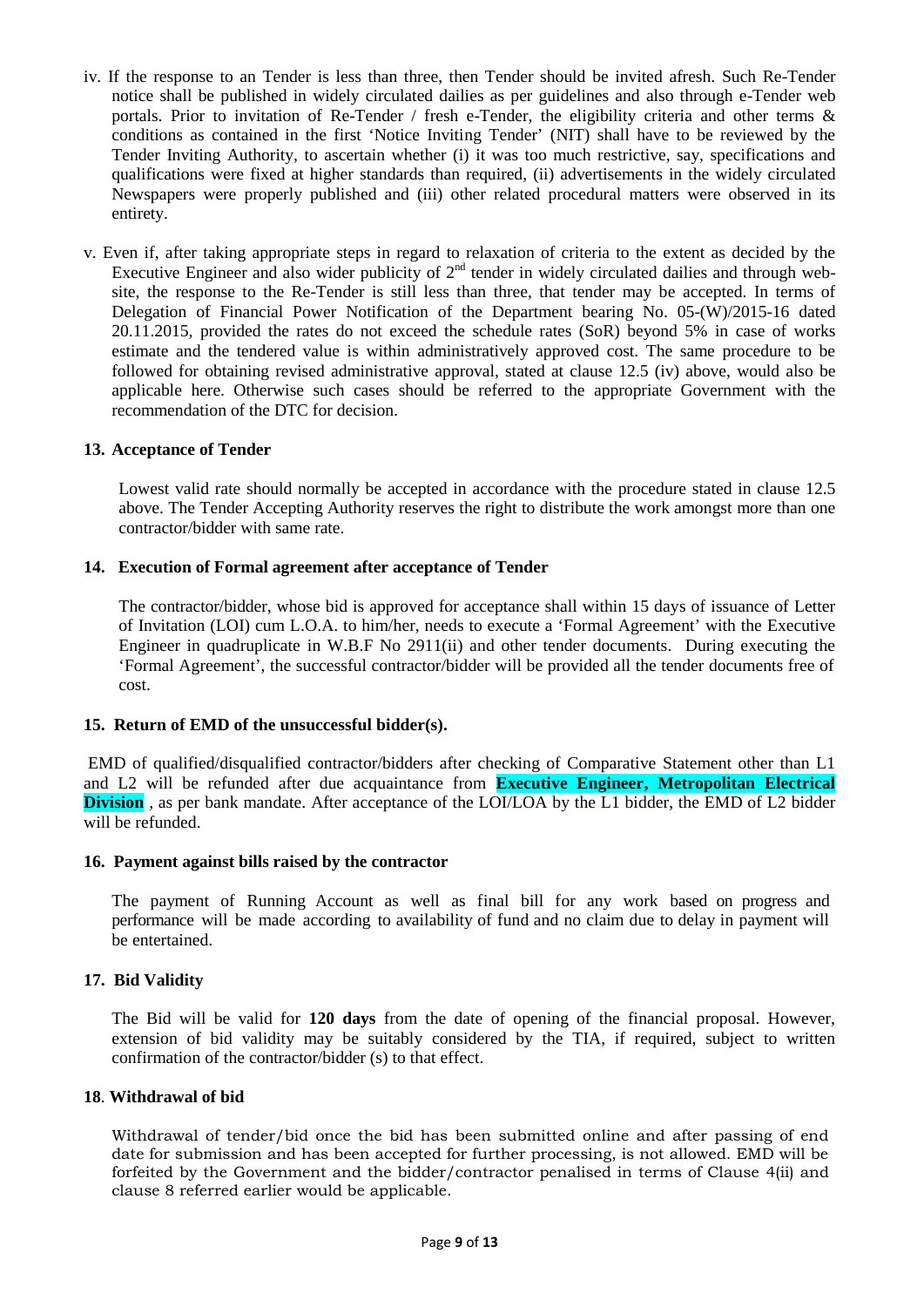iv. If the response to an Tender is less than three, then Tender should be invited afresh. Such Re-Tender notice shall be published in widely circulated dailies as per guidelines and also through e-Tender web portals. Prior to invitation of Re-Tender / fresh e-Tender, the eligibility criteria and other terms & conditions as contained in the first 'Notice Inviting Tender' (NIT) shall have to be reviewed by the Tender Inviting Authority, to ascertain whether (i) it was too much restrictive, say, specifications and qualifications were fixed at higher standards than required, (ii) advertisements in the widely circulated Newspapers were properly published and (iii) other related procedural matters were observed in its entirety.

v. Even if, after taking appropriate steps in regard to relaxation of criteria to the extent as decided by the Executive Engineer and also wider publicity of 2nd tender in widely circulated dailies and through web-site, the response to the Re-Tender is still less than three, that tender may be accepted. In terms of Delegation of Financial Power Notification of the Department bearing No. 05-(W)/2015-16 dated 20.11.2015, provided the rates do not exceed the schedule rates (SoR) beyond 5% in case of works estimate and the tendered value is within administratively approved cost. The same procedure to be followed for obtaining revised administrative approval, stated at clause 12.5 (iv) above, would also be applicable here. Otherwise such cases should be referred to the appropriate Government with the recommendation of the DTC for decision.

**13. Acceptance of Tender**

Lowest valid rate should normally be accepted in accordance with the procedure stated in clause 12.5 above. The Tender Accepting Authority reserves the right to distribute the work amongst more than one contractor/bidder with same rate.

**14. Execution of Formal agreement after acceptance of Tender**

The contractor/bidder, whose bid is approved for acceptance shall within 15 days of issuance of Letter of Invitation (LOI) cum L.O.A. to him/her, needs to execute a 'Formal Agreement' with the Executive Engineer in quadruplicate in W.B.F No 2911(ii) and other tender documents. During executing the 'Formal Agreement', the successful contractor/bidder will be provided all the tender documents free of cost.

**15. Return of EMD of the unsuccessful bidder(s).**

EMD of qualified/disqualified contractor/bidders after checking of Comparative Statement other than L1 and L2 will be refunded after due acquaintance from **Executive Engineer, Metropolitan Electrical Division** , as per bank mandate. After acceptance of the LOI/LOA by the L1 bidder, the EMD of L2 bidder will be refunded.

**16. Payment against bills raised by the contractor**

The payment of Running Account as well as final bill for any work based on progress and performance will be made according to availability of fund and no claim due to delay in payment will be entertained.

**17. Bid Validity**

The Bid will be valid for **120 days** from the date of opening of the financial proposal. However, extension of bid validity may be suitably considered by the TIA, if required, subject to written confirmation of the contractor/bidder (s) to that effect.

**18. Withdrawal of bid**

Withdrawal of tender/bid once the bid has been submitted online and after passing of end date for submission and has been accepted for further processing, is not allowed. EMD will be forfeited by the Government and the bidder/contractor penalised in terms of Clause 4(ii) and clause 8 referred earlier would be applicable.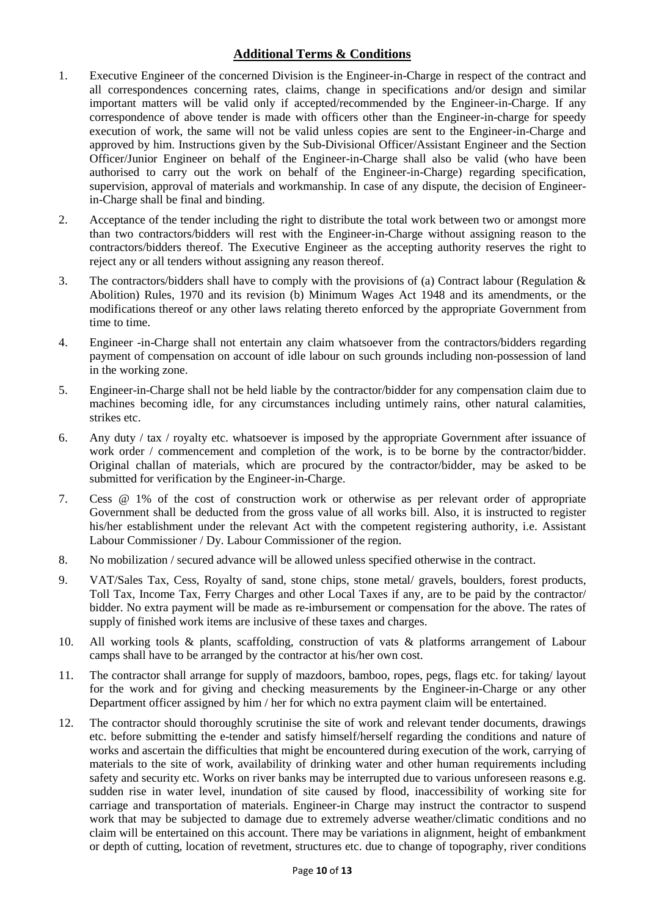## **Additional Terms & Conditions**

1. Executive Engineer of the concerned Division is the Engineer-in-Charge in respect of the contract and all correspondences concerning rates, claims, change in specifications and/or design and similar important matters will be valid only if accepted/recommended by the Engineer-in-Charge. If any correspondence of above tender is made with officers other than the Engineer-in-charge for speedy execution of work, the same will not be valid unless copies are sent to the Engineer-in-Charge and approved by him. Instructions given by the Sub-Divisional Officer/Assistant Engineer and the Section Officer/Junior Engineer on behalf of the Engineer-in-Charge shall also be valid (who have been authorised to carry out the work on behalf of the Engineer-in-Charge) regarding specification, supervision, approval of materials and workmanship. In case of any dispute, the decision of Engineer-in-Charge shall be final and binding.
2. Acceptance of the tender including the right to distribute the total work between two or amongst more than two contractors/bidders will rest with the Engineer-in-Charge without assigning reason to the contractors/bidders thereof. The Executive Engineer as the accepting authority reserves the right to reject any or all tenders without assigning any reason thereof.
3. The contractors/bidders shall have to comply with the provisions of (a) Contract labour (Regulation & Abolition) Rules, 1970 and its revision (b) Minimum Wages Act 1948 and its amendments, or the modifications thereof or any other laws relating thereto enforced by the appropriate Government from time to time.
4. Engineer -in-Charge shall not entertain any claim whatsoever from the contractors/bidders regarding payment of compensation on account of idle labour on such grounds including non-possession of land in the working zone.
5. Engineer-in-Charge shall not be held liable by the contractor/bidder for any compensation claim due to machines becoming idle, for any circumstances including untimely rains, other natural calamities, strikes etc.
6. Any duty / tax / royalty etc. whatsoever is imposed by the appropriate Government after issuance of work order / commencement and completion of the work, is to be borne by the contractor/bidder. Original challan of materials, which are procured by the contractor/bidder, may be asked to be submitted for verification by the Engineer-in-Charge.
7. Cess @ 1% of the cost of construction work or otherwise as per relevant order of appropriate Government shall be deducted from the gross value of all works bill. Also, it is instructed to register his/her establishment under the relevant Act with the competent registering authority, i.e. Assistant Labour Commissioner / Dy. Labour Commissioner of the region.
8. No mobilization / secured advance will be allowed unless specified otherwise in the contract.
9. VAT/Sales Tax, Cess, Royalty of sand, stone chips, stone metal/ gravels, boulders, forest products, Toll Tax, Income Tax, Ferry Charges and other Local Taxes if any, are to be paid by the contractor/ bidder. No extra payment will be made as re-imbursement or compensation for the above. The rates of supply of finished work items are inclusive of these taxes and charges.
10. All working tools & plants, scaffolding, construction of vats & platforms arrangement of Labour camps shall have to be arranged by the contractor at his/her own cost.
11. The contractor shall arrange for supply of mazdoors, bamboo, ropes, pegs, flags etc. for taking/ layout for the work and for giving and checking measurements by the Engineer-in-Charge or any other Department officer assigned by him / her for which no extra payment claim will be entertained.
12. The contractor should thoroughly scrutinise the site of work and relevant tender documents, drawings etc. before submitting the e-tender and satisfy himself/herself regarding the conditions and nature of works and ascertain the difficulties that might be encountered during execution of the work, carrying of materials to the site of work, availability of drinking water and other human requirements including safety and security etc. Works on river banks may be interrupted due to various unforeseen reasons e.g. sudden rise in water level, inundation of site caused by flood, inaccessibility of working site for carriage and transportation of materials. Engineer-in Charge may instruct the contractor to suspend work that may be subjected to damage due to extremely adverse weather/climatic conditions and no claim will be entertained on this account. There may be variations in alignment, height of embankment or depth of cutting, location of revetment, structures etc. due to change of topography, river conditions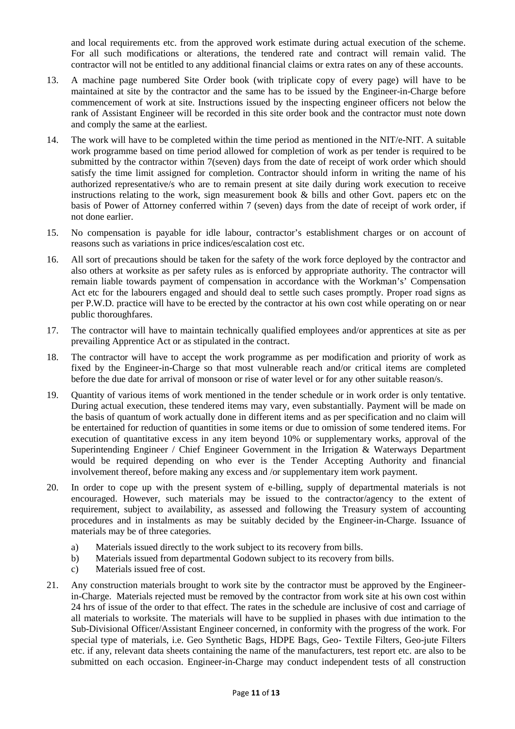and local requirements etc. from the approved work estimate during actual execution of the scheme. For all such modifications or alterations, the tendered rate and contract will remain valid. The contractor will not be entitled to any additional financial claims or extra rates on any of these accounts.

13. A machine page numbered Site Order book (with triplicate copy of every page) will have to be maintained at site by the contractor and the same has to be issued by the Engineer-in-Charge before commencement of work at site. Instructions issued by the inspecting engineer officers not below the rank of Assistant Engineer will be recorded in this site order book and the contractor must note down and comply the same at the earliest.

14. The work will have to be completed within the time period as mentioned in the NIT/e-NIT. A suitable work programme based on time period allowed for completion of work as per tender is required to be submitted by the contractor within 7(seven) days from the date of receipt of work order which should satisfy the time limit assigned for completion. Contractor should inform in writing the name of his authorized representative/s who are to remain present at site daily during work execution to receive instructions relating to the work, sign measurement book & bills and other Govt. papers etc on the basis of Power of Attorney conferred within 7 (seven) days from the date of receipt of work order, if not done earlier.

15. No compensation is payable for idle labour, contractor's establishment charges or on account of reasons such as variations in price indices/escalation cost etc.

16. All sort of precautions should be taken for the safety of the work force deployed by the contractor and also others at worksite as per safety rules as is enforced by appropriate authority. The contractor will remain liable towards payment of compensation in accordance with the Workman's' Compensation Act etc for the labourers engaged and should deal to settle such cases promptly. Proper road signs as per P.W.D. practice will have to be erected by the contractor at his own cost while operating on or near public thoroughfares.

17. The contractor will have to maintain technically qualified employees and/or apprentices at site as per prevailing Apprentice Act or as stipulated in the contract.

18. The contractor will have to accept the work programme as per modification and priority of work as fixed by the Engineer-in-Charge so that most vulnerable reach and/or critical items are completed before the due date for arrival of monsoon or rise of water level or for any other suitable reason/s.

19. Quantity of various items of work mentioned in the tender schedule or in work order is only tentative. During actual execution, these tendered items may vary, even substantially. Payment will be made on the basis of quantum of work actually done in different items and as per specification and no claim will be entertained for reduction of quantities in some items or due to omission of some tendered items. For execution of quantitative excess in any item beyond 10% or supplementary works, approval of the Superintending Engineer / Chief Engineer Government in the Irrigation & Waterways Department would be required depending on who ever is the Tender Accepting Authority and financial involvement thereof, before making any excess and /or supplementary item work payment.

20. In order to cope up with the present system of e-billing, supply of departmental materials is not encouraged. However, such materials may be issued to the contractor/agency to the extent of requirement, subject to availability, as assessed and following the Treasury system of accounting procedures and in instalments as may be suitably decided by the Engineer-in-Charge. Issuance of materials may be of three categories.
    a) Materials issued directly to the work subject to its recovery from bills.
    b) Materials issued from departmental Godown subject to its recovery from bills.
    c) Materials issued free of cost.

21. Any construction materials brought to work site by the contractor must be approved by the Engineer-in-Charge. Materials rejected must be removed by the contractor from work site at his own cost within 24 hrs of issue of the order to that effect. The rates in the schedule are inclusive of cost and carriage of all materials to worksite. The materials will have to be supplied in phases with due intimation to the Sub-Divisional Officer/Assistant Engineer concerned, in conformity with the progress of the work. For special type of materials, i.e. Geo Synthetic Bags, HDPE Bags, Geo- Textile Filters, Geo-jute Filters etc. if any, relevant data sheets containing the name of the manufacturers, test report etc. are also to be submitted on each occasion. Engineer-in-Charge may conduct independent tests of all construction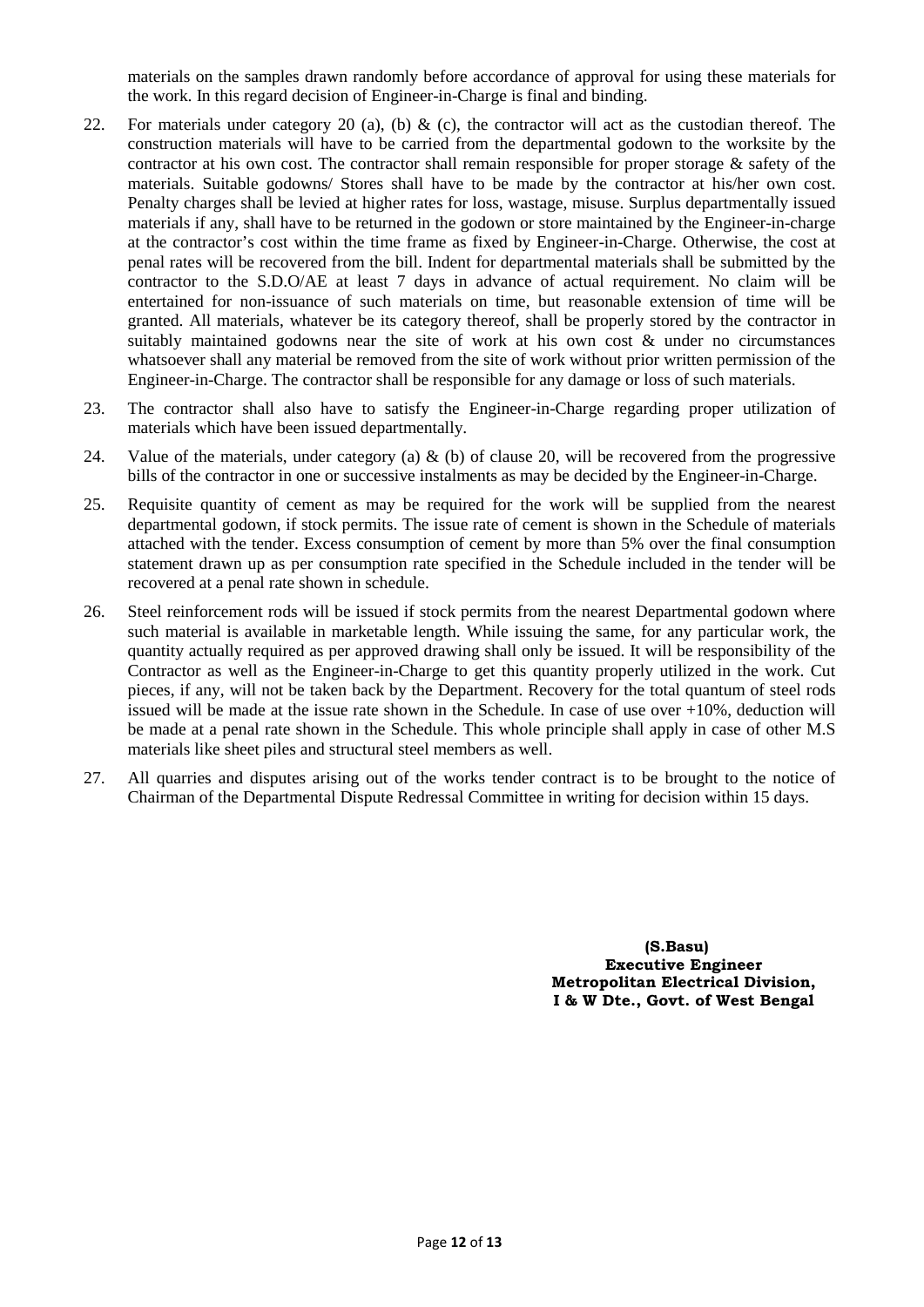materials on the samples drawn randomly before accordance of approval for using these materials for the work. In this regard decision of Engineer-in-Charge is final and binding.

22. For materials under category 20 (a), (b) & (c), the contractor will act as the custodian thereof. The construction materials will have to be carried from the departmental godown to the worksite by the contractor at his own cost. The contractor shall remain responsible for proper storage & safety of the materials. Suitable godowns/ Stores shall have to be made by the contractor at his/her own cost. Penalty charges shall be levied at higher rates for loss, wastage, misuse. Surplus departmentally issued materials if any, shall have to be returned in the godown or store maintained by the Engineer-in-charge at the contractor's cost within the time frame as fixed by Engineer-in-Charge. Otherwise, the cost at penal rates will be recovered from the bill. Indent for departmental materials shall be submitted by the contractor to the S.D.O/AE at least 7 days in advance of actual requirement. No claim will be entertained for non-issuance of such materials on time, but reasonable extension of time will be granted. All materials, whatever be its category thereof, shall be properly stored by the contractor in suitably maintained godowns near the site of work at his own cost & under no circumstances whatsoever shall any material be removed from the site of work without prior written permission of the Engineer-in-Charge. The contractor shall be responsible for any damage or loss of such materials.

23. The contractor shall also have to satisfy the Engineer-in-Charge regarding proper utilization of materials which have been issued departmentally.

24. Value of the materials, under category (a) & (b) of clause 20, will be recovered from the progressive bills of the contractor in one or successive instalments as may be decided by the Engineer-in-Charge.

25. Requisite quantity of cement as may be required for the work will be supplied from the nearest departmental godown, if stock permits. The issue rate of cement is shown in the Schedule of materials attached with the tender. Excess consumption of cement by more than 5% over the final consumption statement drawn up as per consumption rate specified in the Schedule included in the tender will be recovered at a penal rate shown in schedule.

26. Steel reinforcement rods will be issued if stock permits from the nearest Departmental godown where such material is available in marketable length. While issuing the same, for any particular work, the quantity actually required as per approved drawing shall only be issued. It will be responsibility of the Contractor as well as the Engineer-in-Charge to get this quantity properly utilized in the work. Cut pieces, if any, will not be taken back by the Department. Recovery for the total quantum of steel rods issued will be made at the issue rate shown in the Schedule. In case of use over +10%, deduction will be made at a penal rate shown in the Schedule. This whole principle shall apply in case of other M.S materials like sheet piles and structural steel members as well.

27. All quarries and disputes arising out of the works tender contract is to be brought to the notice of Chairman of the Departmental Dispute Redressal Committee in writing for decision within 15 days.

**(S.Basu)**
**Executive Engineer**
**Metropolitan Electrical Division,**
**I & W Dte., Govt. of West Bengal**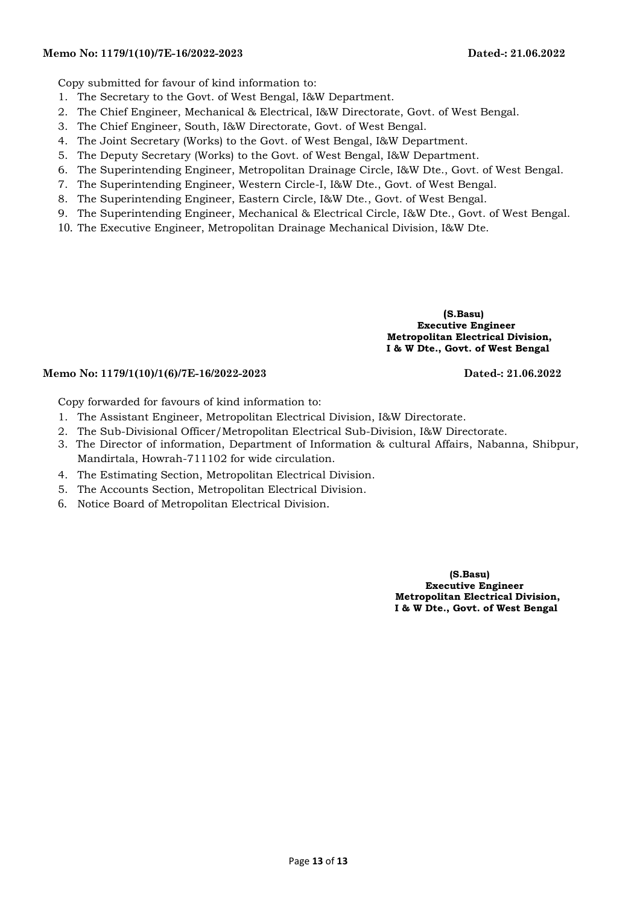**Memo No: 1179/1(10)/7E-16/2022-2023** **Dated-: 21.06.2022**

Copy submitted for favour of kind information to:

1. The Secretary to the Govt. of West Bengal, I&W Department.
2. The Chief Engineer, Mechanical & Electrical, I&W Directorate, Govt. of West Bengal.
3. The Chief Engineer, South, I&W Directorate, Govt. of West Bengal.
4. The Joint Secretary (Works) to the Govt. of West Bengal, I&W Department.
5. The Deputy Secretary (Works) to the Govt. of West Bengal, I&W Department.
6. The Superintending Engineer, Metropolitan Drainage Circle, I&W Dte., Govt. of West Bengal.
7. The Superintending Engineer, Western Circle-I, I&W Dte., Govt. of West Bengal.
8. The Superintending Engineer, Eastern Circle, I&W Dte., Govt. of West Bengal.
9. The Superintending Engineer, Mechanical & Electrical Circle, I&W Dte., Govt. of West Bengal.
10. The Executive Engineer, Metropolitan Drainage Mechanical Division, I&W Dte.

**(S.Basu)**
**Executive Engineer**
**Metropolitan Electrical Division,**
**I & W Dte., Govt. of West Bengal**

**Memo No: 1179/1(10)/1(6)/7E-16/2022-2023** **Dated-: 21.06.2022**

Copy forwarded for favours of kind information to:

1. The Assistant Engineer, Metropolitan Electrical Division, I&W Directorate.
2. The Sub-Divisional Officer/Metropolitan Electrical Sub-Division, I&W Directorate.
3. The Director of information, Department of Information & cultural Affairs, Nabanna, Shibpur, Mandirtala, Howrah-711102 for wide circulation.
4. The Estimating Section, Metropolitan Electrical Division.
5. The Accounts Section, Metropolitan Electrical Division.
6. Notice Board of Metropolitan Electrical Division.

**(S.Basu)**
**Executive Engineer**
**Metropolitan Electrical Division,**
**I & W Dte., Govt. of West Bengal**